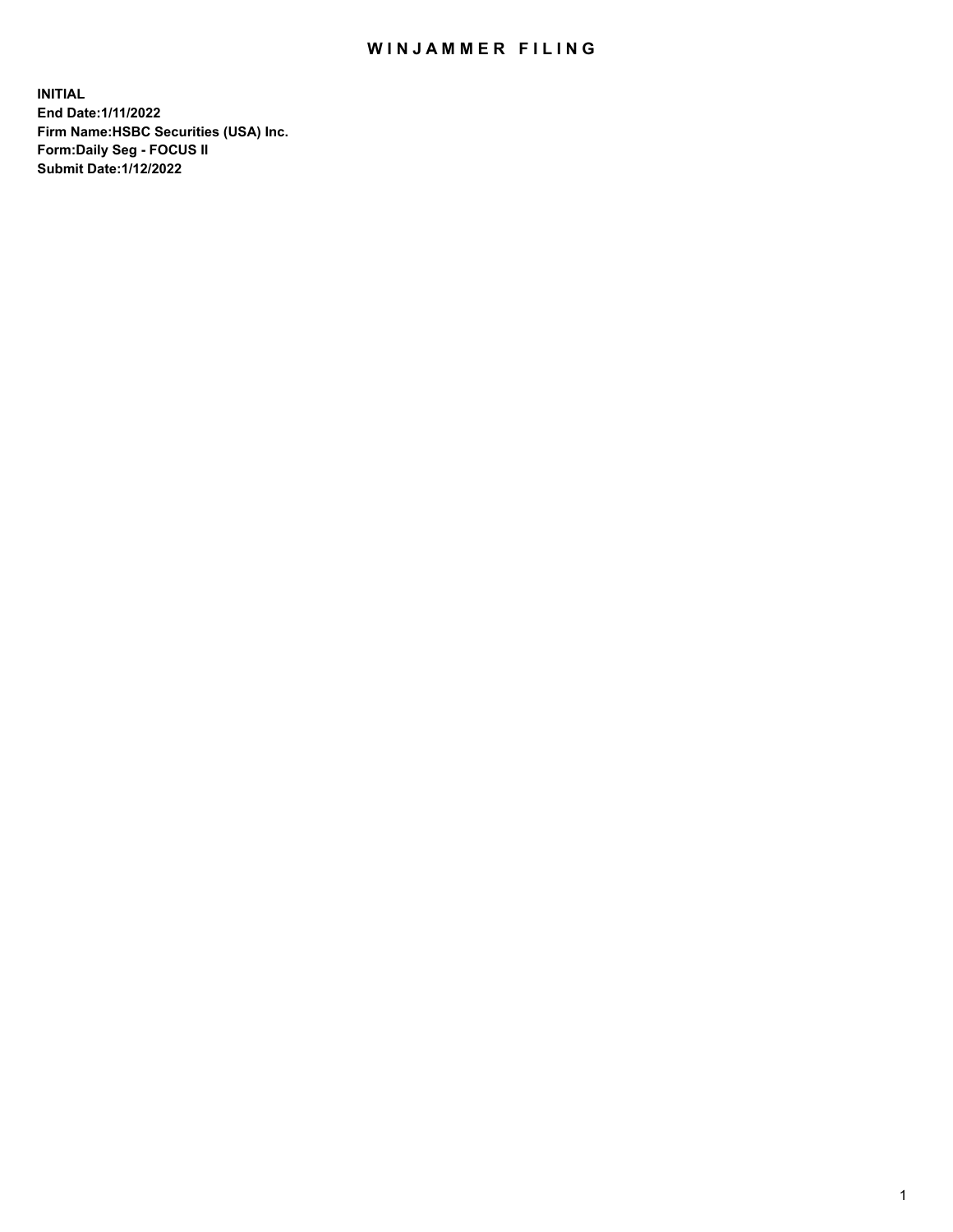# WINJAMMER FILING

**INITIAL**
**End Date:1/11/2022**
**Firm Name:HSBC Securities (USA) Inc.**
**Form:Daily Seg - FOCUS II**
**Submit Date:1/12/2022**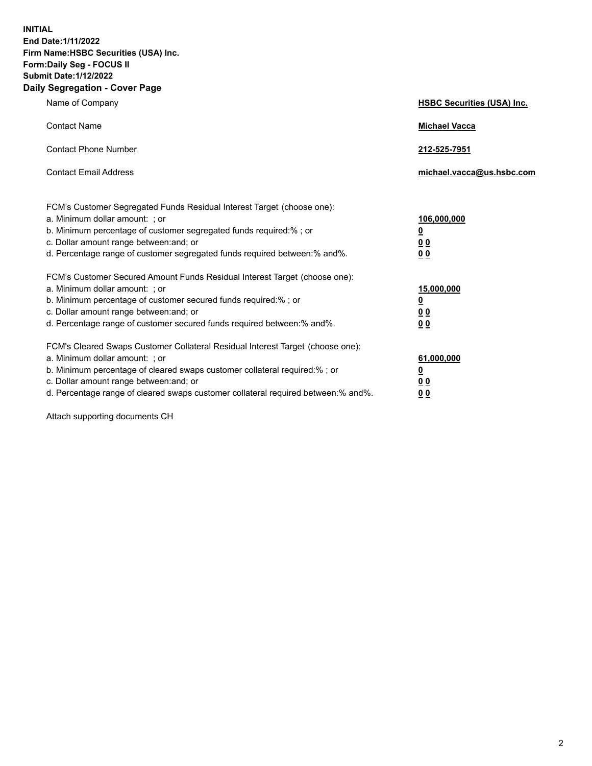**INITIAL**
**End Date:1/11/2022**
**Firm Name:HSBC Securities (USA) Inc.**
**Form:Daily Seg - FOCUS II**
**Submit Date:1/12/2022**

## Daily Segregation - Cover Page

| | |
|---|---|
| Name of Company | **HSBC Securities (USA) Inc.** |
| Contact Name | **Michael Vacca** |
| Contact Phone Number | **212-525-7951** |
| Contact Email Address | **michael.vacca@us.hsbc.com** |

| | |
|---|---|
| FCM's Customer Segregated Funds Residual Interest Target (choose one): | |
| a. Minimum dollar amount: ; or | **106,000,000** |
| b. Minimum percentage of customer segregated funds required:% ; or | **0** |
| c. Dollar amount range between:and; or | **0 0** |
| d. Percentage range of customer segregated funds required between:% and%. | **0 0** |
| FCM's Customer Secured Amount Funds Residual Interest Target (choose one): | |
| a. Minimum dollar amount: ; or | **15,000,000** |
| b. Minimum percentage of customer secured funds required:% ; or | **0** |
| c. Dollar amount range between:and; or | **0 0** |
| d. Percentage range of customer secured funds required between:% and%. | **0 0** |
| FCM's Cleared Swaps Customer Collateral Residual Interest Target (choose one): | |
| a. Minimum dollar amount: ; or | **61,000,000** |
| b. Minimum percentage of cleared swaps customer collateral required:% ; or | **0** |
| c. Dollar amount range between:and; or | **0 0** |
| d. Percentage range of cleared swaps customer collateral required between:% and%. | **0 0** |

Attach supporting documents CH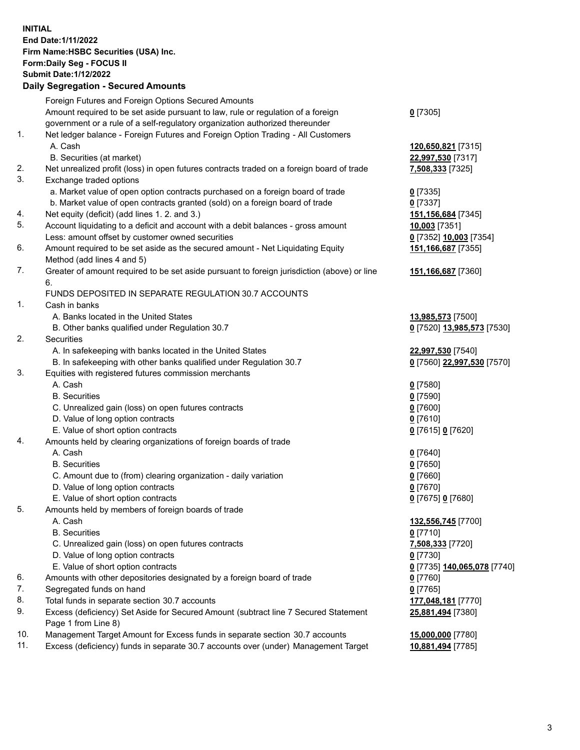**INITIAL**
**End Date:1/11/2022**
**Firm Name:HSBC Securities (USA) Inc.**
**Form:Daily Seg - FOCUS II**
**Submit Date:1/12/2022**

### Daily Segregation - Secured Amounts

| | | |
|---|---|---|
| | Foreign Futures and Foreign Options Secured Amounts | |
| | Amount required to be set aside pursuant to law, rule or regulation of a foreign government or a rule of a self-regulatory organization authorized thereunder | **0** [7305] |
| 1. | Net ledger balance - Foreign Futures and Foreign Option Trading - All Customers | |
| | A. Cash | **120,650,821** [7315] |
| | B. Securities (at market) | **22,997,530** [7317] |
| 2. | Net unrealized profit (loss) in open futures contracts traded on a foreign board of trade | **7,508,333** [7325] |
| 3. | Exchange traded options | |
| | a. Market value of open option contracts purchased on a foreign board of trade | **0** [7335] |
| | b. Market value of open contracts granted (sold) on a foreign board of trade | **0** [7337] |
| 4. | Net equity (deficit) (add lines 1. 2. and 3.) | **151,156,684** [7345] |
| 5. | Account liquidating to a deficit and account with a debit balances - gross amount | **10,003** [7351] |
| | Less: amount offset by customer owned securities | **0** [7352] **10,003** [7354] |
| 6. | Amount required to be set aside as the secured amount - Net Liquidating Equity Method (add lines 4 and 5) | **151,166,687** [7355] |
| 7. | Greater of amount required to be set aside pursuant to foreign jurisdiction (above) or line 6. | **151,166,687** [7360] |
| | FUNDS DEPOSITED IN SEPARATE REGULATION 30.7 ACCOUNTS | |
| 1. | Cash in banks | |
| | A. Banks located in the United States | **13,985,573** [7500] |
| | B. Other banks qualified under Regulation 30.7 | **0** [7520] **13,985,573** [7530] |
| 2. | Securities | |
| | A. In safekeeping with banks located in the United States | **22,997,530** [7540] |
| | B. In safekeeping with other banks qualified under Regulation 30.7 | **0** [7560] **22,997,530** [7570] |
| 3. | Equities with registered futures commission merchants | |
| | A. Cash | **0** [7580] |
| | B. Securities | **0** [7590] |
| | C. Unrealized gain (loss) on open futures contracts | **0** [7600] |
| | D. Value of long option contracts | **0** [7610] |
| | E. Value of short option contracts | **0** [7615] **0** [7620] |
| 4. | Amounts held by clearing organizations of foreign boards of trade | |
| | A. Cash | **0** [7640] |
| | B. Securities | **0** [7650] |
| | C. Amount due to (from) clearing organization - daily variation | **0** [7660] |
| | D. Value of long option contracts | **0** [7670] |
| | E. Value of short option contracts | **0** [7675] **0** [7680] |
| 5. | Amounts held by members of foreign boards of trade | |
| | A. Cash | **132,556,745** [7700] |
| | B. Securities | **0** [7710] |
| | C. Unrealized gain (loss) on open futures contracts | **7,508,333** [7720] |
| | D. Value of long option contracts | **0** [7730] |
| | E. Value of short option contracts | **0** [7735] **140,065,078** [7740] |
| 6. | Amounts with other depositories designated by a foreign board of trade | **0** [7760] |
| 7. | Segregated funds on hand | **0** [7765] |
| 8. | Total funds in separate section 30.7 accounts | **177,048,181** [7770] |
| 9. | Excess (deficiency) Set Aside for Secured Amount (subtract line 7 Secured Statement Page 1 from Line 8) | **25,881,494** [7380] |
| 10. | Management Target Amount for Excess funds in separate section 30.7 accounts | **15,000,000** [7780] |
| 11. | Excess (deficiency) funds in separate 30.7 accounts over (under) Management Target | **10,881,494** [7785] |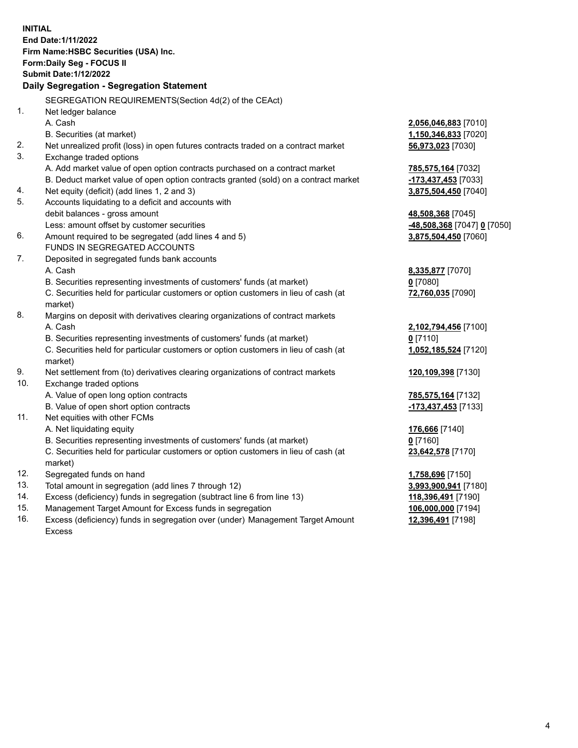**INITIAL**
**End Date:1/11/2022**
**Firm Name:HSBC Securities (USA) Inc.**
**Form:Daily Seg - FOCUS II**
**Submit Date:1/12/2022**

### Daily Segregation - Segregation Statement

SEGREGATION REQUIREMENTS(Section 4d(2) of the CEAct)

| | | |
|---|---|---|
| 1. | Net ledger balance | |
| | A. Cash | **2,056,046,883** [7010] |
| | B. Securities (at market) | **1,150,346,833** [7020] |
| 2. | Net unrealized profit (loss) in open futures contracts traded on a contract market | **56,973,023** [7030] |
| 3. | Exchange traded options | |
| | A. Add market value of open option contracts purchased on a contract market | **785,575,164** [7032] |
| | B. Deduct market value of open option contracts granted (sold) on a contract market | **-173,437,453** [7033] |
| 4. | Net equity (deficit) (add lines 1, 2 and 3) | **3,875,504,450** [7040] |
| 5. | Accounts liquidating to a deficit and accounts with debit balances - gross amount | **48,508,368** [7045] |
| | Less: amount offset by customer securities | **-48,508,368** [7047] **0** [7050] |
| 6. | Amount required to be segregated (add lines 4 and 5) | **3,875,504,450** [7060] |
| | FUNDS IN SEGREGATED ACCOUNTS | |
| 7. | Deposited in segregated funds bank accounts | |
| | A. Cash | **8,335,877** [7070] |
| | B. Securities representing investments of customers' funds (at market) | **0** [7080] |
| | C. Securities held for particular customers or option customers in lieu of cash (at market) | **72,760,035** [7090] |
| 8. | Margins on deposit with derivatives clearing organizations of contract markets | |
| | A. Cash | **2,102,794,456** [7100] |
| | B. Securities representing investments of customers' funds (at market) | **0** [7110] |
| | C. Securities held for particular customers or option customers in lieu of cash (at market) | **1,052,185,524** [7120] |
| 9. | Net settlement from (to) derivatives clearing organizations of contract markets | **120,109,398** [7130] |
| 10. | Exchange traded options | |
| | A. Value of open long option contracts | **785,575,164** [7132] |
| | B. Value of open short option contracts | **-173,437,453** [7133] |
| 11. | Net equities with other FCMs | |
| | A. Net liquidating equity | **176,666** [7140] |
| | B. Securities representing investments of customers' funds (at market) | **0** [7160] |
| | C. Securities held for particular customers or option customers in lieu of cash (at market) | **23,642,578** [7170] |
| 12. | Segregated funds on hand | **1,758,696** [7150] |
| 13. | Total amount in segregation (add lines 7 through 12) | **3,993,900,941** [7180] |
| 14. | Excess (deficiency) funds in segregation (subtract line 6 from line 13) | **118,396,491** [7190] |
| 15. | Management Target Amount for Excess funds in segregation | **106,000,000** [7194] |
| 16. | Excess (deficiency) funds in segregation over (under) Management Target Amount Excess | **12,396,491** [7198] |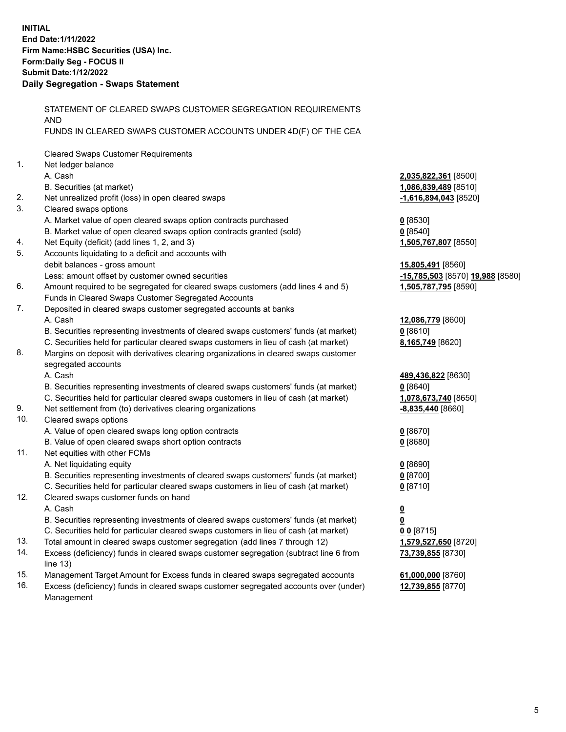**INITIAL**
**End Date:1/11/2022**
**Firm Name:HSBC Securities (USA) Inc.**
**Form:Daily Seg - FOCUS II**
**Submit Date:1/12/2022**
**Daily Segregation - Swaps Statement**

STATEMENT OF CLEARED SWAPS CUSTOMER SEGREGATION REQUIREMENTS AND
FUNDS IN CLEARED SWAPS CUSTOMER ACCOUNTS UNDER 4D(F) OF THE CEA

| | | |
|---|---|---|
| | Cleared Swaps Customer Requirements | |
| 1. | Net ledger balance | |
| | A. Cash | **2,035,822,361** [8500] |
| | B. Securities (at market) | **1,086,839,489** [8510] |
| 2. | Net unrealized profit (loss) in open cleared swaps | **-1,616,894,043** [8520] |
| 3. | Cleared swaps options | |
| | A. Market value of open cleared swaps option contracts purchased | **0** [8530] |
| | B. Market value of open cleared swaps option contracts granted (sold) | **0** [8540] |
| 4. | Net Equity (deficit) (add lines 1, 2, and 3) | **1,505,767,807** [8550] |
| 5. | Accounts liquidating to a deficit and accounts with debit balances - gross amount | **15,805,491** [8560] |
| | Less: amount offset by customer owned securities | **-15,785,503** [8570] **19,988** [8580] |
| 6. | Amount required to be segregated for cleared swaps customers (add lines 4 and 5) | **1,505,787,795** [8590] |
| | Funds in Cleared Swaps Customer Segregated Accounts | |
| 7. | Deposited in cleared swaps customer segregated accounts at banks | |
| | A. Cash | **12,086,779** [8600] |
| | B. Securities representing investments of cleared swaps customers' funds (at market) | **0** [8610] |
| | C. Securities held for particular cleared swaps customers in lieu of cash (at market) | **8,165,749** [8620] |
| 8. | Margins on deposit with derivatives clearing organizations in cleared swaps customer segregated accounts | |
| | A. Cash | **489,436,822** [8630] |
| | B. Securities representing investments of cleared swaps customers' funds (at market) | **0** [8640] |
| | C. Securities held for particular cleared swaps customers in lieu of cash (at market) | **1,078,673,740** [8650] |
| 9. | Net settlement from (to) derivatives clearing organizations | **-8,835,440** [8660] |
| 10. | Cleared swaps options | |
| | A. Value of open cleared swaps long option contracts | **0** [8670] |
| | B. Value of open cleared swaps short option contracts | **0** [8680] |
| 11. | Net equities with other FCMs | |
| | A. Net liquidating equity | **0** [8690] |
| | B. Securities representing investments of cleared swaps customers' funds (at market) | **0** [8700] |
| | C. Securities held for particular cleared swaps customers in lieu of cash (at market) | **0** [8710] |
| 12. | Cleared swaps customer funds on hand | |
| | A. Cash | **0** |
| | B. Securities representing investments of cleared swaps customers' funds (at market) | **0** |
| | C. Securities held for particular cleared swaps customers in lieu of cash (at market) | **0** **0** [8715] |
| 13. | Total amount in cleared swaps customer segregation (add lines 7 through 12) | **1,579,527,650** [8720] |
| 14. | Excess (deficiency) funds in cleared swaps customer segregation (subtract line 6 from line 13) | **73,739,855** [8730] |
| 15. | Management Target Amount for Excess funds in cleared swaps segregated accounts | **61,000,000** [8760] |
| 16. | Excess (deficiency) funds in cleared swaps customer segregated accounts over (under) Management | **12,739,855** [8770] |